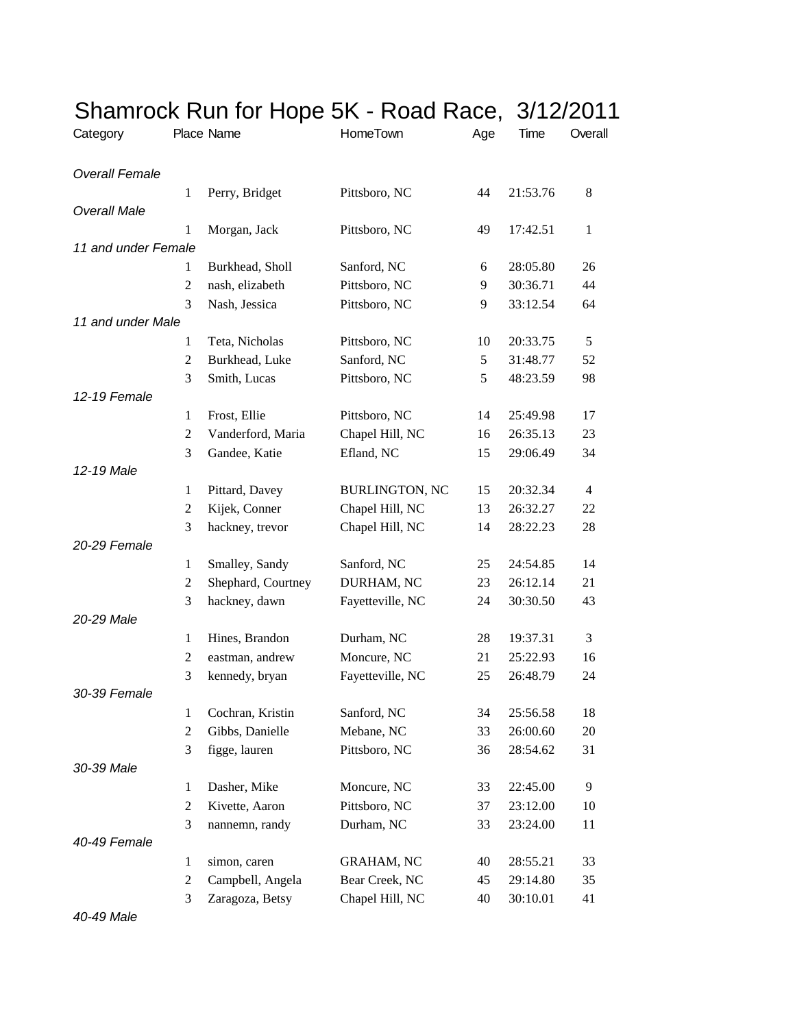# Shamrock Run for Hope 5K - Road Race, 3/12/2011

| Category | Place | Name | HomeTown | Age | Time | Overall |
|---|---|---|---|---|---|---|
| *Overall Female* | | | | | | |
| | 1 | Perry, Bridget | Pittsboro, NC | 44 | 21:53.76 | 8 |
| *Overall Male* | | | | | | |
| | 1 | Morgan, Jack | Pittsboro, NC | 49 | 17:42.51 | 1 |
| *11 and under Female* | | | | | | |
| | 1 | Burkhead, Sholl | Sanford, NC | 6 | 28:05.80 | 26 |
| | 2 | nash, elizabeth | Pittsboro, NC | 9 | 30:36.71 | 44 |
| | 3 | Nash, Jessica | Pittsboro, NC | 9 | 33:12.54 | 64 |
| *11 and under Male* | | | | | | |
| | 1 | Teta, Nicholas | Pittsboro, NC | 10 | 20:33.75 | 5 |
| | 2 | Burkhead, Luke | Sanford, NC | 5 | 31:48.77 | 52 |
| | 3 | Smith, Lucas | Pittsboro, NC | 5 | 48:23.59 | 98 |
| *12-19 Female* | | | | | | |
| | 1 | Frost, Ellie | Pittsboro, NC | 14 | 25:49.98 | 17 |
| | 2 | Vanderford, Maria | Chapel Hill, NC | 16 | 26:35.13 | 23 |
| | 3 | Gandee, Katie | Efland, NC | 15 | 29:06.49 | 34 |
| *12-19 Male* | | | | | | |
| | 1 | Pittard, Davey | BURLINGTON, NC | 15 | 20:32.34 | 4 |
| | 2 | Kijek, Conner | Chapel Hill, NC | 13 | 26:32.27 | 22 |
| | 3 | hackney, trevor | Chapel Hill, NC | 14 | 28:22.23 | 28 |
| *20-29 Female* | | | | | | |
| | 1 | Smalley, Sandy | Sanford, NC | 25 | 24:54.85 | 14 |
| | 2 | Shephard, Courtney | DURHAM, NC | 23 | 26:12.14 | 21 |
| | 3 | hackney, dawn | Fayetteville, NC | 24 | 30:30.50 | 43 |
| *20-29 Male* | | | | | | |
| | 1 | Hines, Brandon | Durham, NC | 28 | 19:37.31 | 3 |
| | 2 | eastman, andrew | Moncure, NC | 21 | 25:22.93 | 16 |
| | 3 | kennedy, bryan | Fayetteville, NC | 25 | 26:48.79 | 24 |
| *30-39 Female* | | | | | | |
| | 1 | Cochran, Kristin | Sanford, NC | 34 | 25:56.58 | 18 |
| | 2 | Gibbs, Danielle | Mebane, NC | 33 | 26:00.60 | 20 |
| | 3 | figge, lauren | Pittsboro, NC | 36 | 28:54.62 | 31 |
| *30-39 Male* | | | | | | |
| | 1 | Dasher, Mike | Moncure, NC | 33 | 22:45.00 | 9 |
| | 2 | Kivette, Aaron | Pittsboro, NC | 37 | 23:12.00 | 10 |
| | 3 | nannemn, randy | Durham, NC | 33 | 23:24.00 | 11 |
| *40-49 Female* | | | | | | |
| | 1 | simon, caren | GRAHAM, NC | 40 | 28:55.21 | 33 |
| | 2 | Campbell, Angela | Bear Creek, NC | 45 | 29:14.80 | 35 |
| | 3 | Zaragoza, Betsy | Chapel Hill, NC | 40 | 30:10.01 | 41 |
| *40-49 Male* | | | | | | |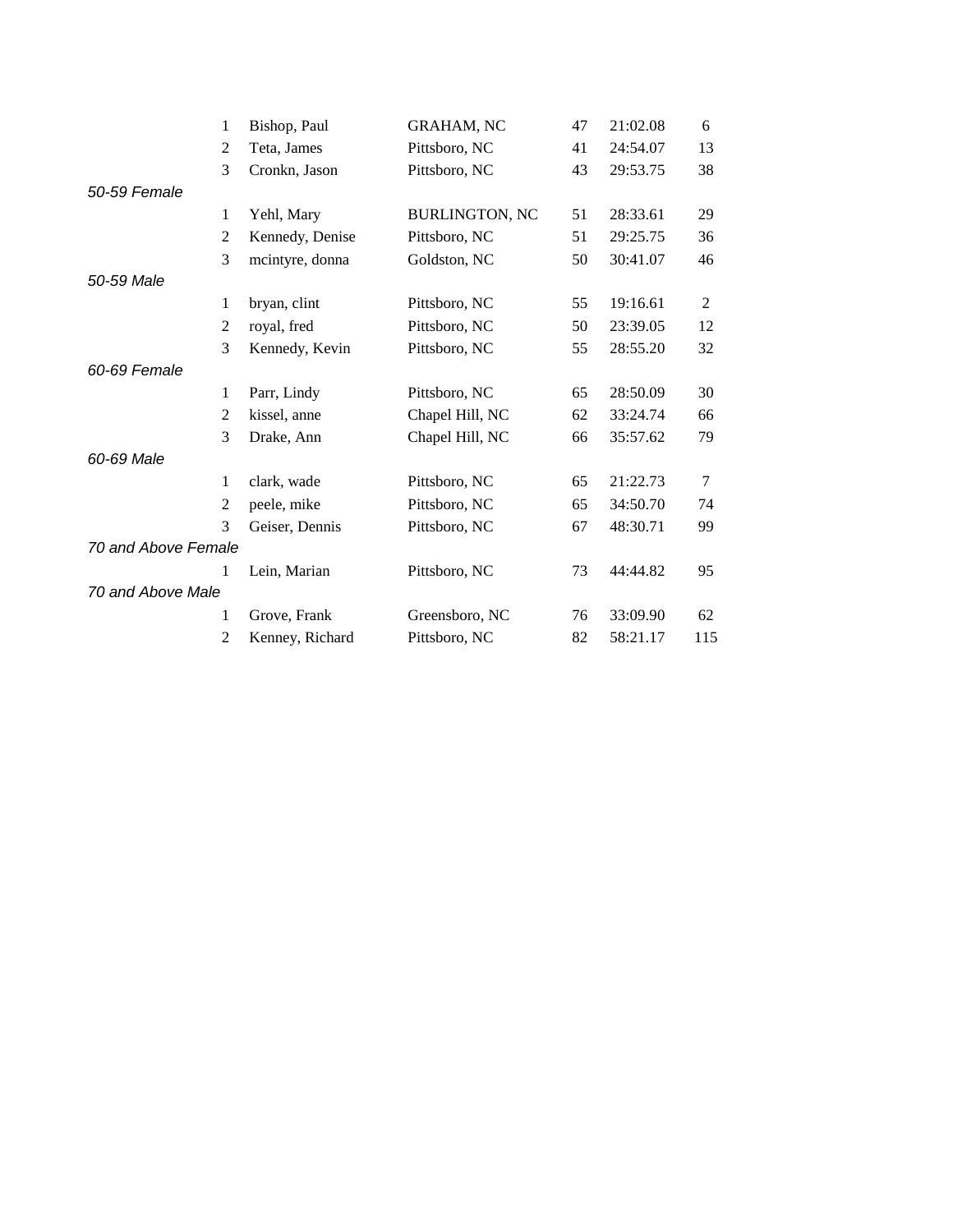| | | | | | |
|---|---|---|---|---|---|
| 1 | Bishop, Paul | GRAHAM, NC | 47 | 21:02.08 | 6 |
| 2 | Teta, James | Pittsboro, NC | 41 | 24:54.07 | 13 |
| 3 | Cronkn, Jason | Pittsboro, NC | 43 | 29:53.75 | 38 |

*50-59 Female*

| | | | | | |
|---|---|---|---|---|---|
| 1 | Yehl, Mary | BURLINGTON, NC | 51 | 28:33.61 | 29 |
| 2 | Kennedy, Denise | Pittsboro, NC | 51 | 29:25.75 | 36 |
| 3 | mcintyre, donna | Goldston, NC | 50 | 30:41.07 | 46 |

*50-59 Male*

| | | | | | |
|---|---|---|---|---|---|
| 1 | bryan, clint | Pittsboro, NC | 55 | 19:16.61 | 2 |
| 2 | royal, fred | Pittsboro, NC | 50 | 23:39.05 | 12 |
| 3 | Kennedy, Kevin | Pittsboro, NC | 55 | 28:55.20 | 32 |

*60-69 Female*

| | | | | | |
|---|---|---|---|---|---|
| 1 | Parr, Lindy | Pittsboro, NC | 65 | 28:50.09 | 30 |
| 2 | kissel, anne | Chapel Hill, NC | 62 | 33:24.74 | 66 |
| 3 | Drake, Ann | Chapel Hill, NC | 66 | 35:57.62 | 79 |

*60-69 Male*

| | | | | | |
|---|---|---|---|---|---|
| 1 | clark, wade | Pittsboro, NC | 65 | 21:22.73 | 7 |
| 2 | peele, mike | Pittsboro, NC | 65 | 34:50.70 | 74 |
| 3 | Geiser, Dennis | Pittsboro, NC | 67 | 48:30.71 | 99 |

*70 and Above Female*

| | | | | | |
|---|---|---|---|---|---|
| 1 | Lein, Marian | Pittsboro, NC | 73 | 44:44.82 | 95 |

*70 and Above Male*

| | | | | | |
|---|---|---|---|---|---|
| 1 | Grove, Frank | Greensboro, NC | 76 | 33:09.90 | 62 |
| 2 | Kenney, Richard | Pittsboro, NC | 82 | 58:21.17 | 115 |